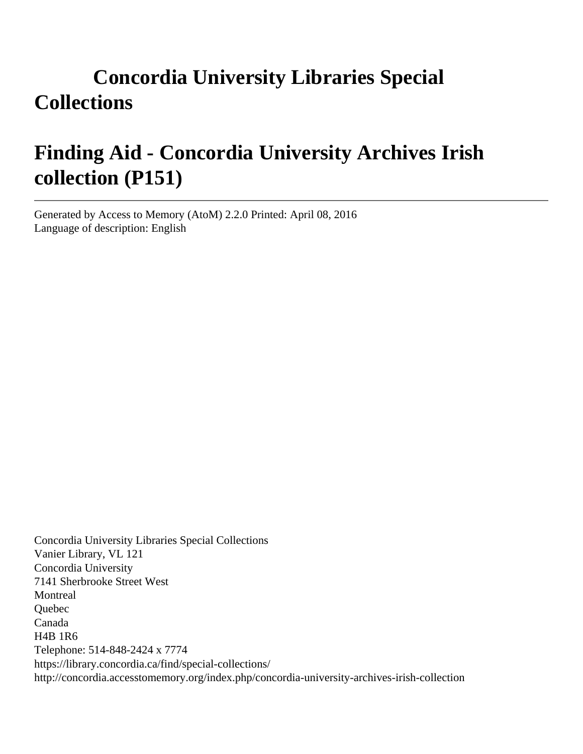# Concordia University Libraries Special Collections

# Finding Aid - Concordia University Archives Irish collection (P151)

---

Generated by Access to Memory (AtoM) 2.2.0 Printed: April 08, 2016
Language of description: English

Concordia University Libraries Special Collections
Vanier Library, VL 121
Concordia University
7141 Sherbrooke Street West
Montreal
Quebec
Canada
H4B 1R6
Telephone: 514-848-2424 x 7774
https://library.concordia.ca/find/special-collections/
http://concordia.accesstomemory.org/index.php/concordia-university-archives-irish-collection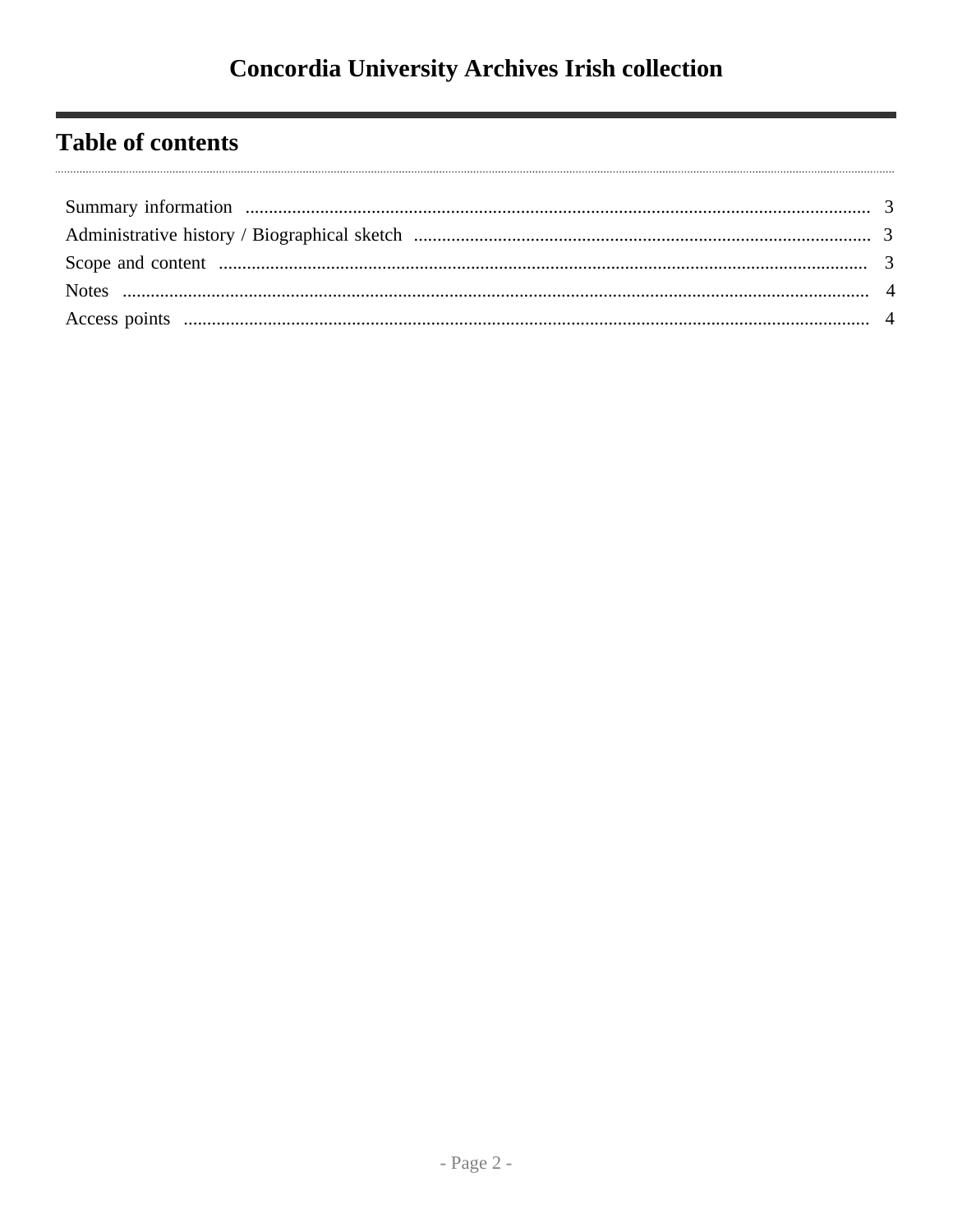# Concordia University Archives Irish collection

## Table of contents

| Section | Page |
|---|---|
| Summary information | 3 |
| Administrative history / Biographical sketch | 3 |
| Scope and content | 3 |
| Notes | 4 |
| Access points | 4 |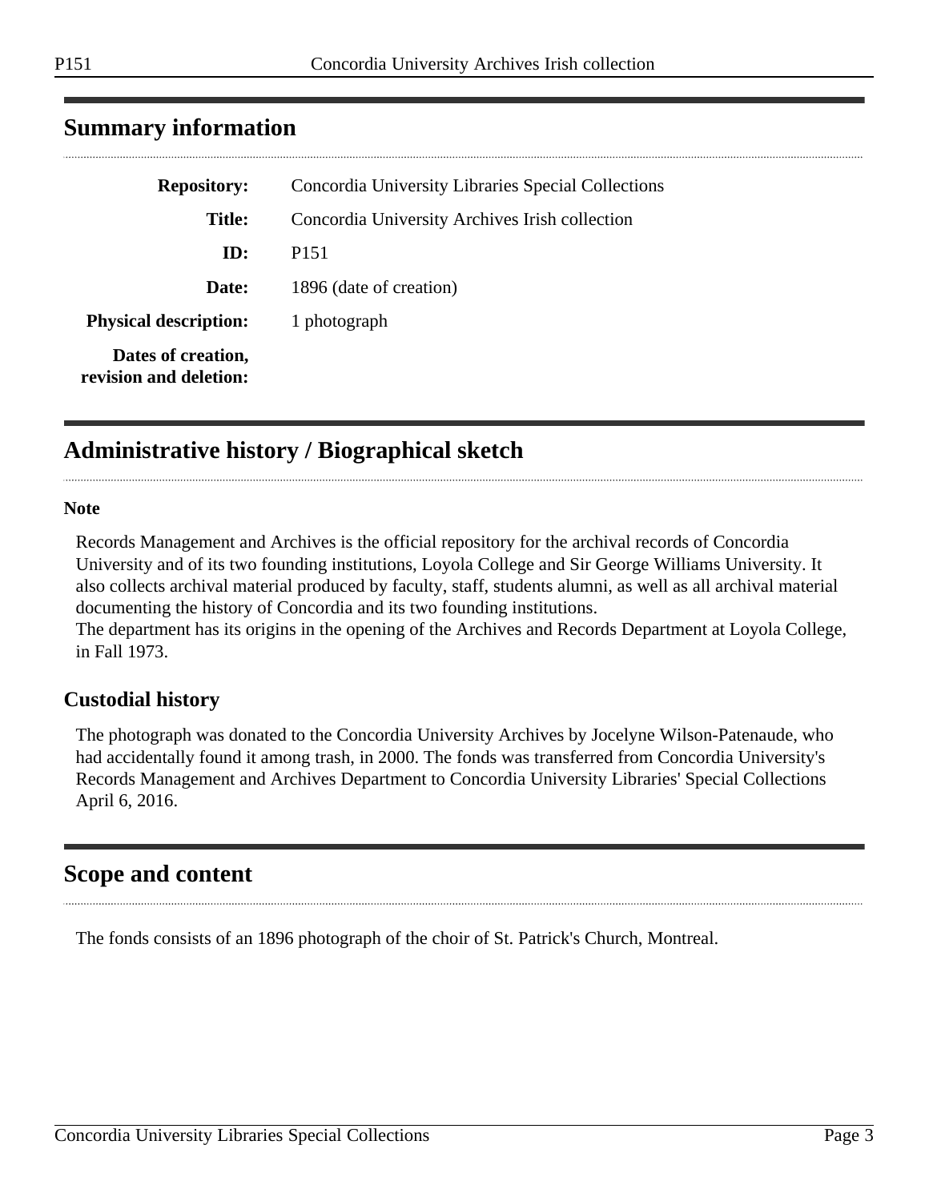## Summary information

| | |
|---|---|
| **Repository:** | Concordia University Libraries Special Collections |
| **Title:** | Concordia University Archives Irish collection |
| **ID:** | P151 |
| **Date:** | 1896 (date of creation) |
| **Physical description:** | 1 photograph |
| **Dates of creation, revision and deletion:** | |

## Administrative history / Biographical sketch

**Note**

Records Management and Archives is the official repository for the archival records of Concordia University and of its two founding institutions, Loyola College and Sir George Williams University. It also collects archival material produced by faculty, staff, students alumni, as well as all archival material documenting the history of Concordia and its two founding institutions.
The department has its origins in the opening of the Archives and Records Department at Loyola College, in Fall 1973.

### Custodial history

The photograph was donated to the Concordia University Archives by Jocelyne Wilson-Patenaude, who had accidentally found it among trash, in 2000. The fonds was transferred from Concordia University's Records Management and Archives Department to Concordia University Libraries' Special Collections April 6, 2016.

## Scope and content

The fonds consists of an 1896 photograph of the choir of St. Patrick's Church, Montreal.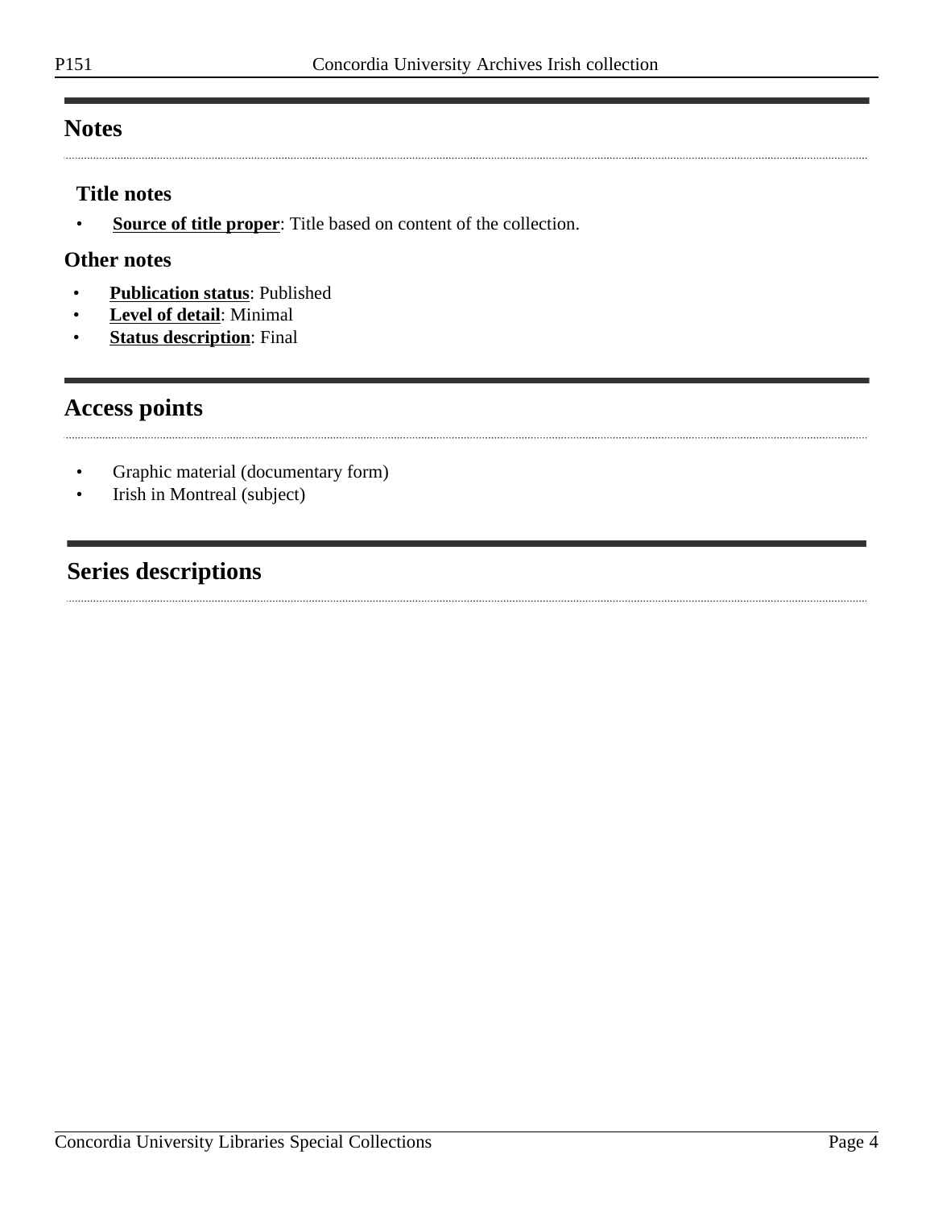## Notes

### Title notes

- **Source of title proper**: Title based on content of the collection.

### Other notes

- **Publication status**: Published
- **Level of detail**: Minimal
- **Status description**: Final

## Access points

- Graphic material (documentary form)
- Irish in Montreal (subject)

## Series descriptions